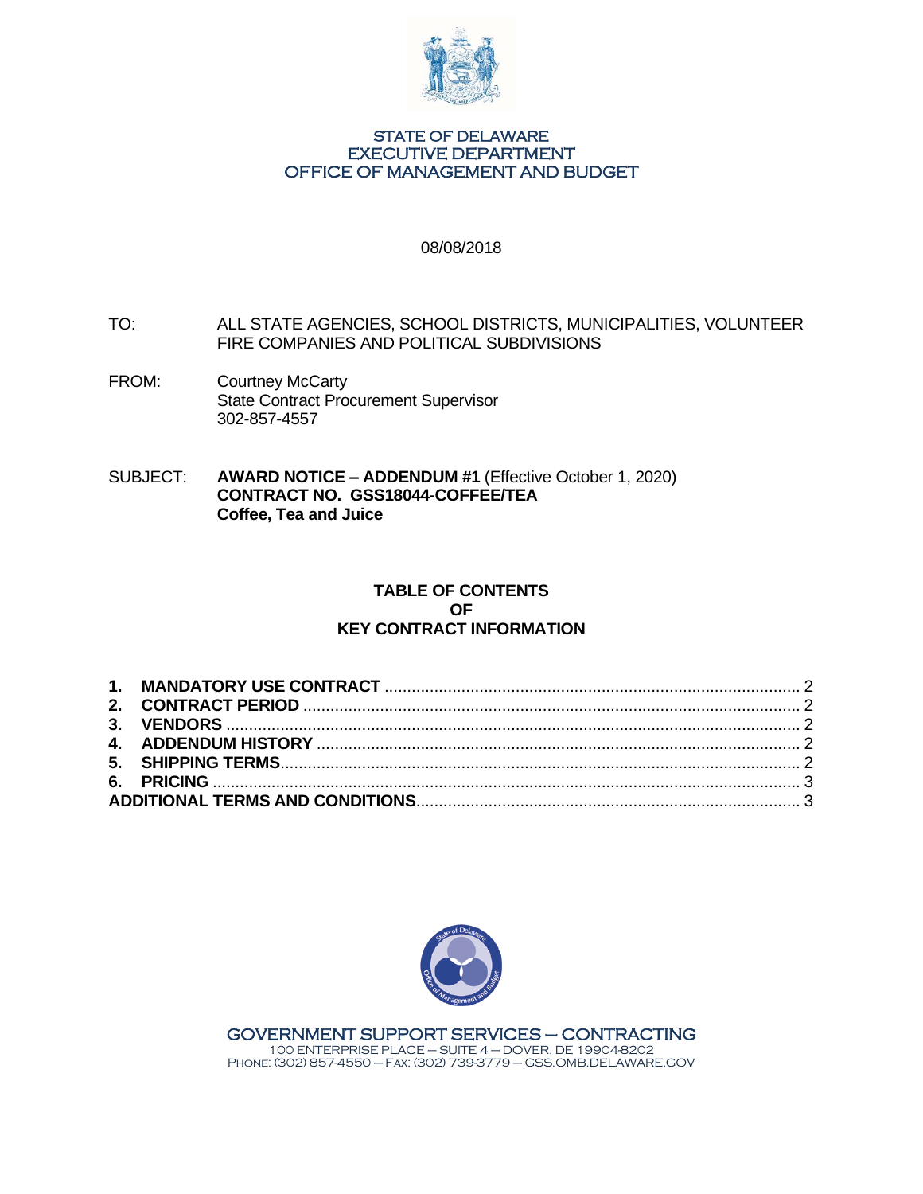STATE OF DELAWARE
EXECUTIVE DEPARTMENT
OFFICE OF MANAGEMENT AND BUDGET

08/08/2018

TO: ALL STATE AGENCIES, SCHOOL DISTRICTS, MUNICIPALITIES, VOLUNTEER FIRE COMPANIES AND POLITICAL SUBDIVISIONS

FROM: Courtney McCarty
State Contract Procurement Supervisor
302-857-4557

SUBJECT: **AWARD NOTICE – ADDENDUM #1** (Effective October 1, 2020)
**CONTRACT NO. GSS18044-COFFEE/TEA**
**Coffee, Tea and Juice**

## TABLE OF CONTENTS OF KEY CONTRACT INFORMATION

**1. MANDATORY USE CONTRACT** .......... 2
**2. CONTRACT PERIOD** .......... 2
**3. VENDORS** .......... 2
**4. ADDENDUM HISTORY** .......... 2
**5. SHIPPING TERMS** .......... 2
**6. PRICING** .......... 3
**ADDITIONAL TERMS AND CONDITIONS** .......... 3

GOVERNMENT SUPPORT SERVICES – CONTRACTING
100 ENTERPRISE PLACE – SUITE 4 – DOVER, DE 19904-8202
PHONE: (302) 857-4550 – FAX: (302) 739-3779 – GSS.OMB.DELAWARE.GOV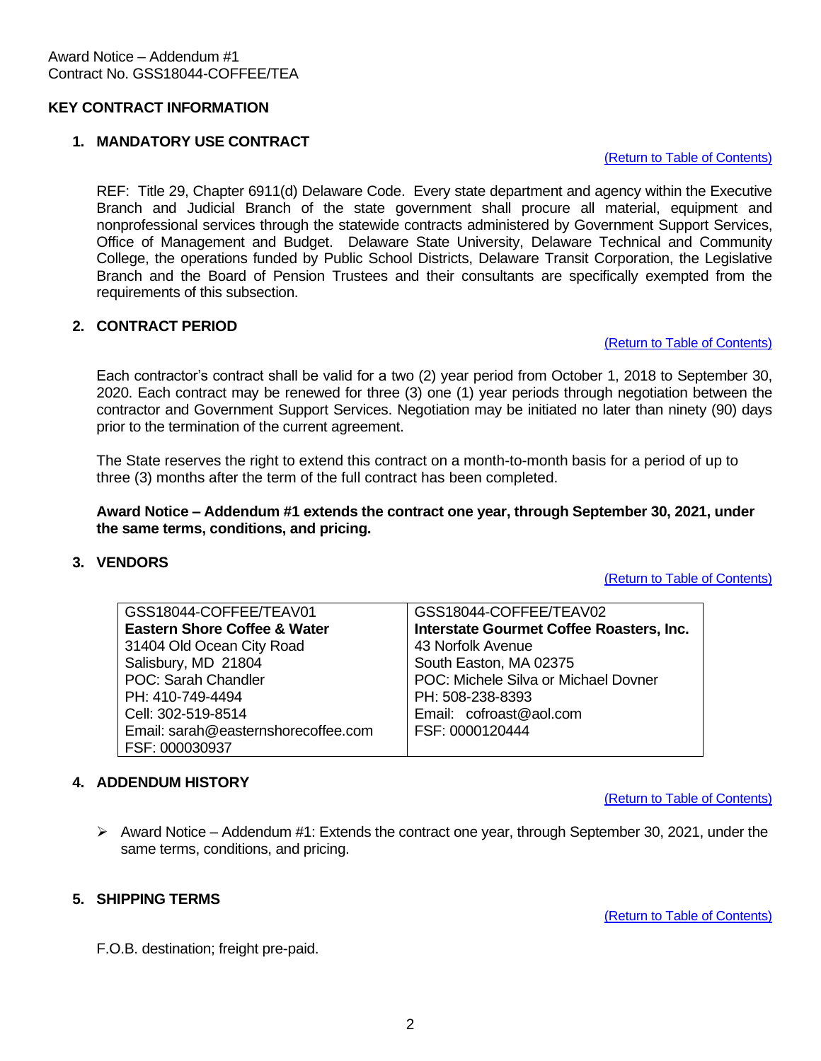Award Notice – Addendum #1
Contract No. GSS18044-COFFEE/TEA

## KEY CONTRACT INFORMATION

### 1. MANDATORY USE CONTRACT

(Return to Table of Contents)

REF: Title 29, Chapter 6911(d) Delaware Code. Every state department and agency within the Executive Branch and Judicial Branch of the state government shall procure all material, equipment and nonprofessional services through the statewide contracts administered by Government Support Services, Office of Management and Budget. Delaware State University, Delaware Technical and Community College, the operations funded by Public School Districts, Delaware Transit Corporation, the Legislative Branch and the Board of Pension Trustees and their consultants are specifically exempted from the requirements of this subsection.

### 2. CONTRACT PERIOD

(Return to Table of Contents)

Each contractor's contract shall be valid for a two (2) year period from October 1, 2018 to September 30, 2020. Each contract may be renewed for three (3) one (1) year periods through negotiation between the contractor and Government Support Services. Negotiation may be initiated no later than ninety (90) days prior to the termination of the current agreement.

The State reserves the right to extend this contract on a month-to-month basis for a period of up to three (3) months after the term of the full contract has been completed.

**Award Notice – Addendum #1 extends the contract one year, through September 30, 2021, under the same terms, conditions, and pricing.**

### 3. VENDORS

(Return to Table of Contents)

| GSS18044-COFFEE/TEAV01 | GSS18044-COFFEE/TEAV02 |
|---|---|
| **Eastern Shore Coffee & Water** | **Interstate Gourmet Coffee Roasters, Inc.** |
| 31404 Old Ocean City Road | 43 Norfolk Avenue |
| Salisbury, MD 21804 | South Easton, MA 02375 |
| POC: Sarah Chandler | POC: Michele Silva or Michael Dovner |
| PH: 410-749-4494 | PH: 508-238-8393 |
| Cell: 302-519-8514 | Email: cofroast@aol.com |
| Email: sarah@easternshorecoffee.com | FSF: 0000120444 |
| FSF: 000030937 | |

### 4. ADDENDUM HISTORY

(Return to Table of Contents)

- Award Notice – Addendum #1: Extends the contract one year, through September 30, 2021, under the same terms, conditions, and pricing.

### 5. SHIPPING TERMS

(Return to Table of Contents)

F.O.B. destination; freight pre-paid.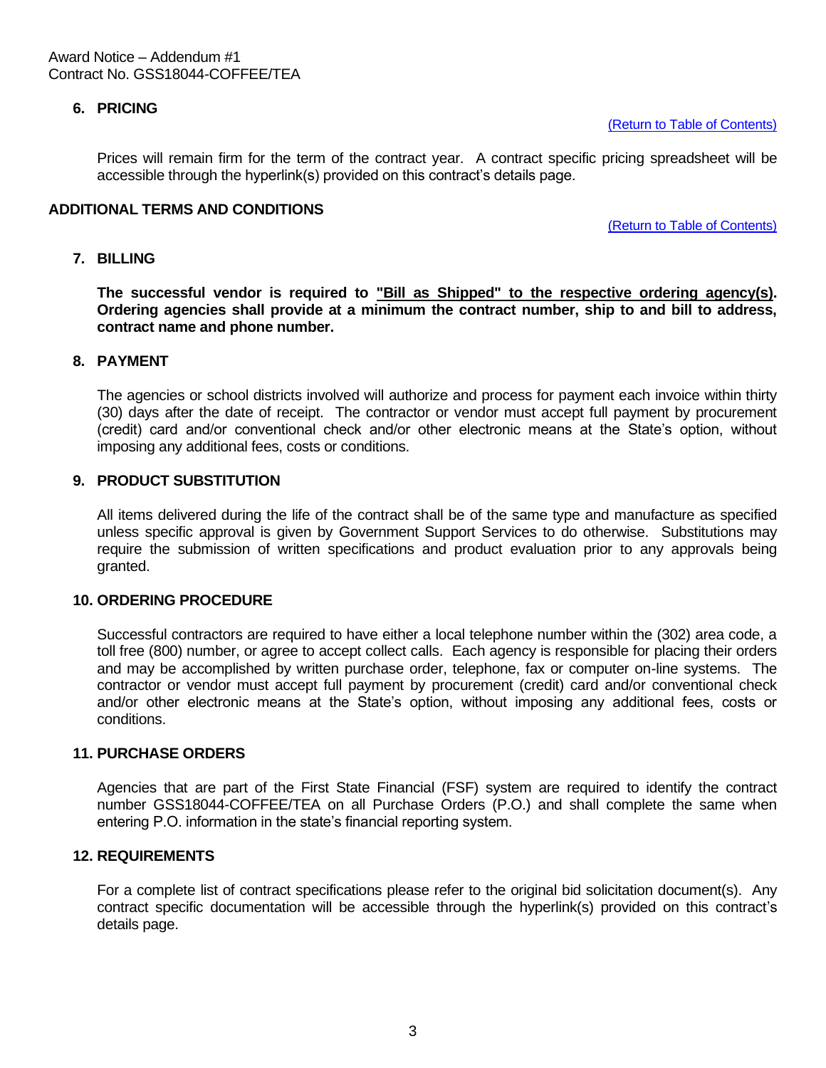### 6. PRICING

(Return to Table of Contents)

Prices will remain firm for the term of the contract year. A contract specific pricing spreadsheet will be accessible through the hyperlink(s) provided on this contract's details page.

## ADDITIONAL TERMS AND CONDITIONS

(Return to Table of Contents)

### 7. BILLING

**The successful vendor is required to "Bill as Shipped" to the respective ordering agency(s). Ordering agencies shall provide at a minimum the contract number, ship to and bill to address, contract name and phone number.**

### 8. PAYMENT

The agencies or school districts involved will authorize and process for payment each invoice within thirty (30) days after the date of receipt. The contractor or vendor must accept full payment by procurement (credit) card and/or conventional check and/or other electronic means at the State's option, without imposing any additional fees, costs or conditions.

### 9. PRODUCT SUBSTITUTION

All items delivered during the life of the contract shall be of the same type and manufacture as specified unless specific approval is given by Government Support Services to do otherwise. Substitutions may require the submission of written specifications and product evaluation prior to any approvals being granted.

### 10. ORDERING PROCEDURE

Successful contractors are required to have either a local telephone number within the (302) area code, a toll free (800) number, or agree to accept collect calls. Each agency is responsible for placing their orders and may be accomplished by written purchase order, telephone, fax or computer on-line systems. The contractor or vendor must accept full payment by procurement (credit) card and/or conventional check and/or other electronic means at the State's option, without imposing any additional fees, costs or conditions.

### 11. PURCHASE ORDERS

Agencies that are part of the First State Financial (FSF) system are required to identify the contract number GSS18044-COFFEE/TEA on all Purchase Orders (P.O.) and shall complete the same when entering P.O. information in the state's financial reporting system.

### 12. REQUIREMENTS

For a complete list of contract specifications please refer to the original bid solicitation document(s). Any contract specific documentation will be accessible through the hyperlink(s) provided on this contract's details page.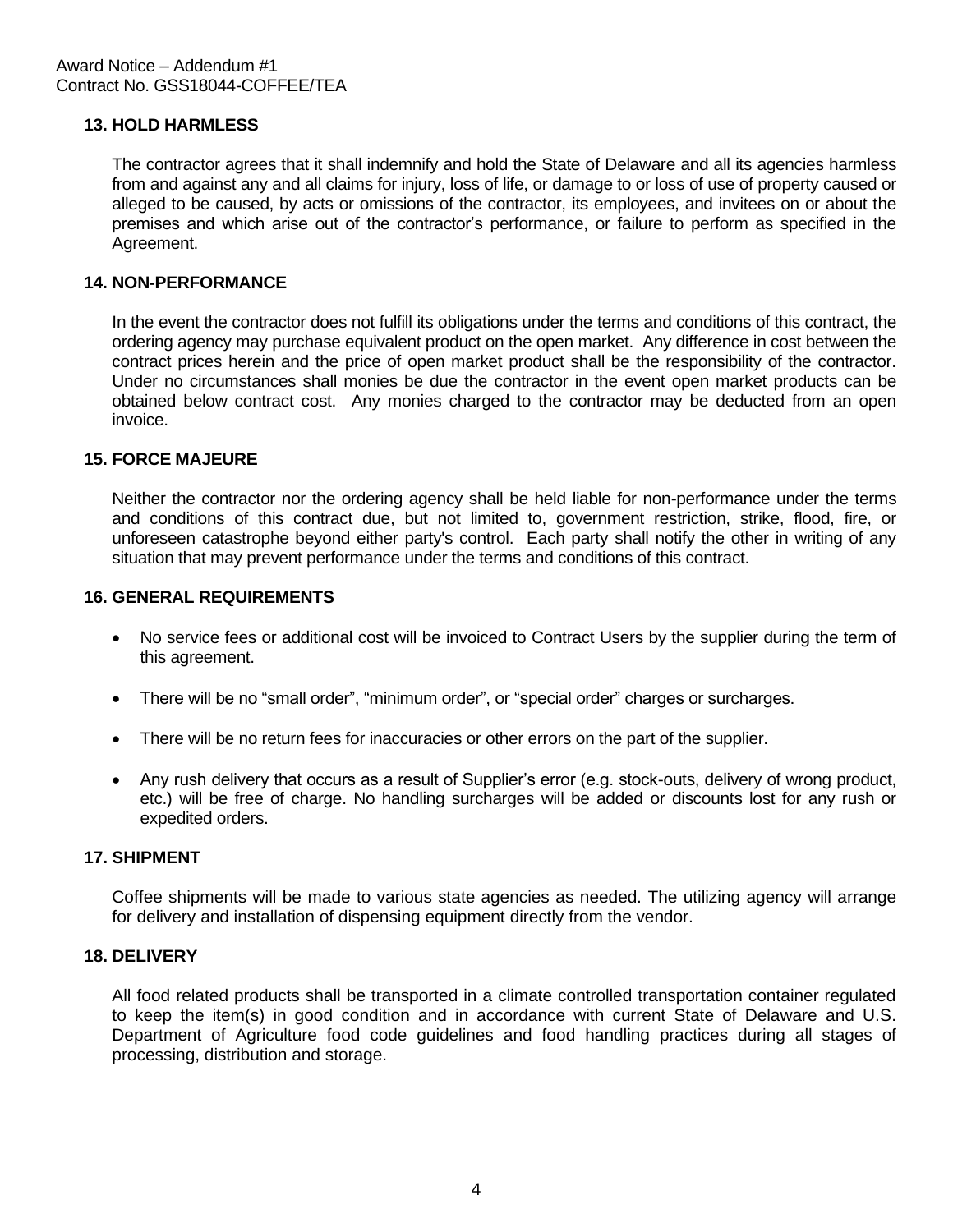### 13. HOLD HARMLESS

The contractor agrees that it shall indemnify and hold the State of Delaware and all its agencies harmless from and against any and all claims for injury, loss of life, or damage to or loss of use of property caused or alleged to be caused, by acts or omissions of the contractor, its employees, and invitees on or about the premises and which arise out of the contractor's performance, or failure to perform as specified in the Agreement.

### 14. NON-PERFORMANCE

In the event the contractor does not fulfill its obligations under the terms and conditions of this contract, the ordering agency may purchase equivalent product on the open market. Any difference in cost between the contract prices herein and the price of open market product shall be the responsibility of the contractor. Under no circumstances shall monies be due the contractor in the event open market products can be obtained below contract cost. Any monies charged to the contractor may be deducted from an open invoice.

### 15. FORCE MAJEURE

Neither the contractor nor the ordering agency shall be held liable for non-performance under the terms and conditions of this contract due, but not limited to, government restriction, strike, flood, fire, or unforeseen catastrophe beyond either party's control. Each party shall notify the other in writing of any situation that may prevent performance under the terms and conditions of this contract.

### 16. GENERAL REQUIREMENTS

- No service fees or additional cost will be invoiced to Contract Users by the supplier during the term of this agreement.
- There will be no "small order", "minimum order", or "special order" charges or surcharges.
- There will be no return fees for inaccuracies or other errors on the part of the supplier.
- Any rush delivery that occurs as a result of Supplier's error (e.g. stock-outs, delivery of wrong product, etc.) will be free of charge. No handling surcharges will be added or discounts lost for any rush or expedited orders.

### 17. SHIPMENT

Coffee shipments will be made to various state agencies as needed. The utilizing agency will arrange for delivery and installation of dispensing equipment directly from the vendor.

### 18. DELIVERY

All food related products shall be transported in a climate controlled transportation container regulated to keep the item(s) in good condition and in accordance with current State of Delaware and U.S. Department of Agriculture food code guidelines and food handling practices during all stages of processing, distribution and storage.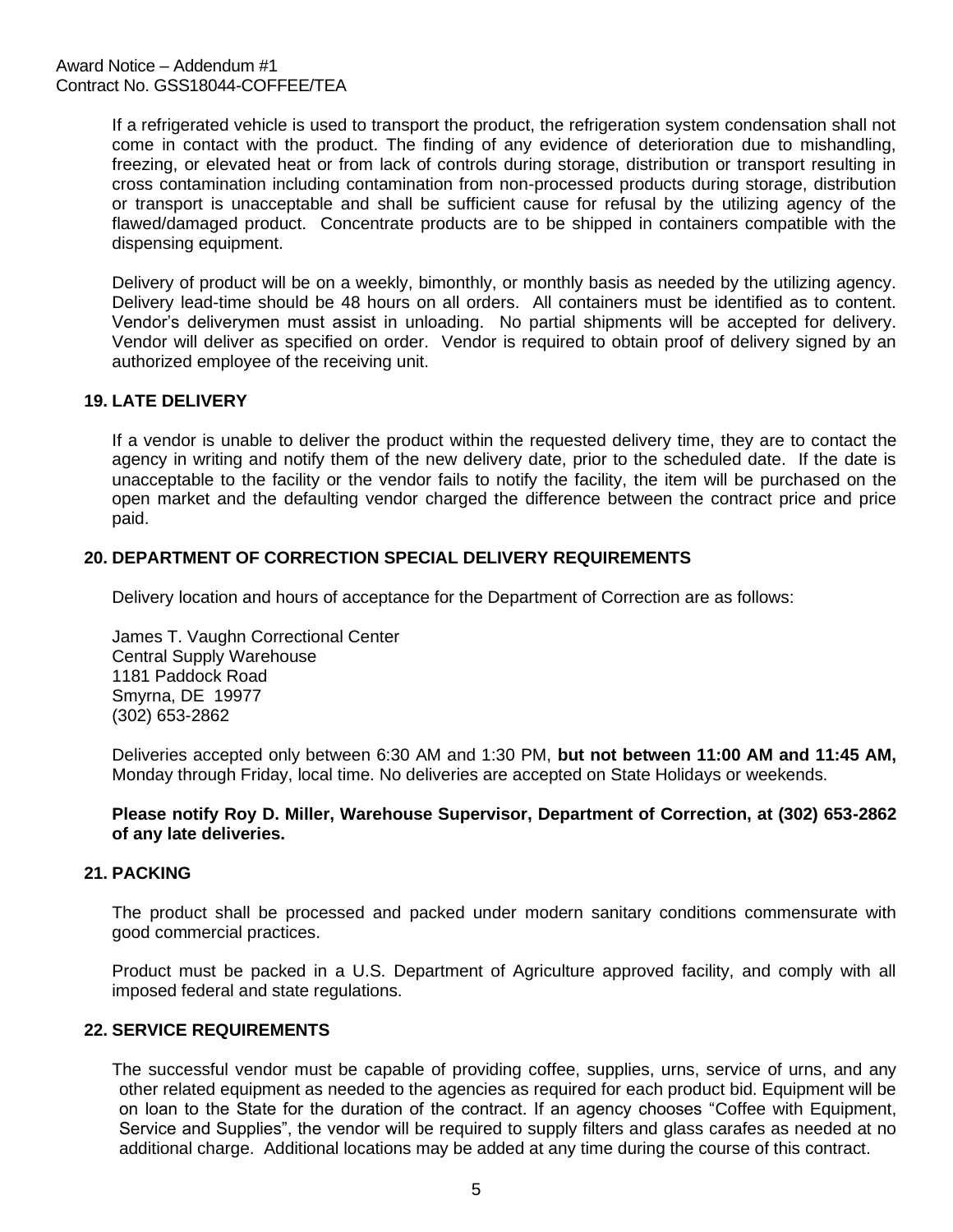If a refrigerated vehicle is used to transport the product, the refrigeration system condensation shall not come in contact with the product. The finding of any evidence of deterioration due to mishandling, freezing, or elevated heat or from lack of controls during storage, distribution or transport resulting in cross contamination including contamination from non-processed products during storage, distribution or transport is unacceptable and shall be sufficient cause for refusal by the utilizing agency of the flawed/damaged product. Concentrate products are to be shipped in containers compatible with the dispensing equipment.

Delivery of product will be on a weekly, bimonthly, or monthly basis as needed by the utilizing agency. Delivery lead-time should be 48 hours on all orders. All containers must be identified as to content. Vendor's deliverymen must assist in unloading. No partial shipments will be accepted for delivery. Vendor will deliver as specified on order. Vendor is required to obtain proof of delivery signed by an authorized employee of the receiving unit.

## 19. LATE DELIVERY

If a vendor is unable to deliver the product within the requested delivery time, they are to contact the agency in writing and notify them of the new delivery date, prior to the scheduled date. If the date is unacceptable to the facility or the vendor fails to notify the facility, the item will be purchased on the open market and the defaulting vendor charged the difference between the contract price and price paid.

## 20. DEPARTMENT OF CORRECTION SPECIAL DELIVERY REQUIREMENTS

Delivery location and hours of acceptance for the Department of Correction are as follows:

James T. Vaughn Correctional Center
Central Supply Warehouse
1181 Paddock Road
Smyrna, DE 19977
(302) 653-2862

Deliveries accepted only between 6:30 AM and 1:30 PM, **but not between 11:00 AM and 11:45 AM,** Monday through Friday, local time. No deliveries are accepted on State Holidays or weekends.

**Please notify Roy D. Miller, Warehouse Supervisor, Department of Correction, at (302) 653-2862 of any late deliveries.**

## 21. PACKING

The product shall be processed and packed under modern sanitary conditions commensurate with good commercial practices.

Product must be packed in a U.S. Department of Agriculture approved facility, and comply with all imposed federal and state regulations.

## 22. SERVICE REQUIREMENTS

The successful vendor must be capable of providing coffee, supplies, urns, service of urns, and any other related equipment as needed to the agencies as required for each product bid. Equipment will be on loan to the State for the duration of the contract. If an agency chooses "Coffee with Equipment, Service and Supplies", the vendor will be required to supply filters and glass carafes as needed at no additional charge. Additional locations may be added at any time during the course of this contract.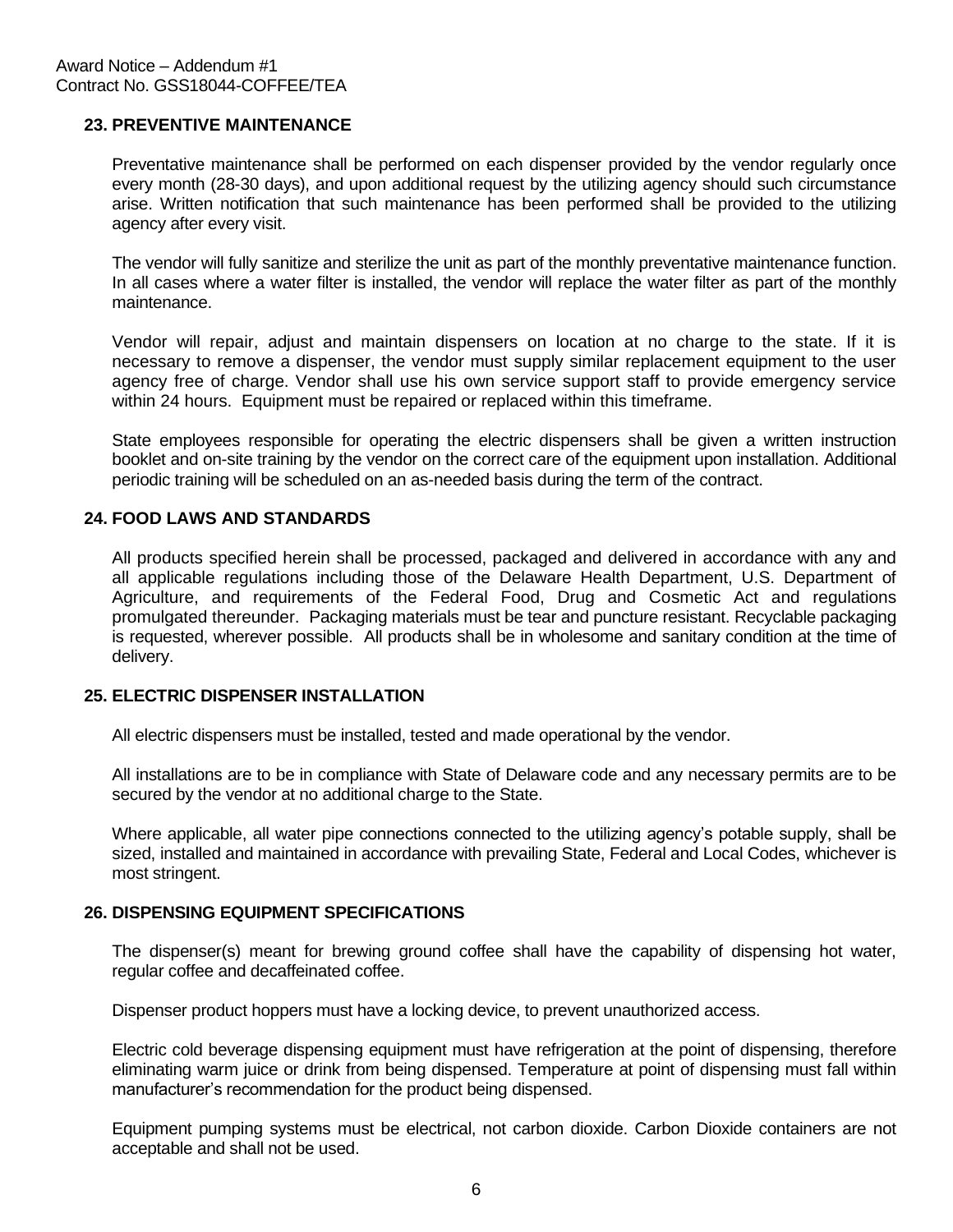## 23. PREVENTIVE MAINTENANCE

Preventative maintenance shall be performed on each dispenser provided by the vendor regularly once every month (28-30 days), and upon additional request by the utilizing agency should such circumstance arise. Written notification that such maintenance has been performed shall be provided to the utilizing agency after every visit.

The vendor will fully sanitize and sterilize the unit as part of the monthly preventative maintenance function. In all cases where a water filter is installed, the vendor will replace the water filter as part of the monthly maintenance.

Vendor will repair, adjust and maintain dispensers on location at no charge to the state. If it is necessary to remove a dispenser, the vendor must supply similar replacement equipment to the user agency free of charge. Vendor shall use his own service support staff to provide emergency service within 24 hours. Equipment must be repaired or replaced within this timeframe.

State employees responsible for operating the electric dispensers shall be given a written instruction booklet and on-site training by the vendor on the correct care of the equipment upon installation. Additional periodic training will be scheduled on an as-needed basis during the term of the contract.

## 24. FOOD LAWS AND STANDARDS

All products specified herein shall be processed, packaged and delivered in accordance with any and all applicable regulations including those of the Delaware Health Department, U.S. Department of Agriculture, and requirements of the Federal Food, Drug and Cosmetic Act and regulations promulgated thereunder. Packaging materials must be tear and puncture resistant. Recyclable packaging is requested, wherever possible. All products shall be in wholesome and sanitary condition at the time of delivery.

## 25. ELECTRIC DISPENSER INSTALLATION

All electric dispensers must be installed, tested and made operational by the vendor.

All installations are to be in compliance with State of Delaware code and any necessary permits are to be secured by the vendor at no additional charge to the State.

Where applicable, all water pipe connections connected to the utilizing agency's potable supply, shall be sized, installed and maintained in accordance with prevailing State, Federal and Local Codes, whichever is most stringent.

## 26. DISPENSING EQUIPMENT SPECIFICATIONS

The dispenser(s) meant for brewing ground coffee shall have the capability of dispensing hot water, regular coffee and decaffeinated coffee.

Dispenser product hoppers must have a locking device, to prevent unauthorized access.

Electric cold beverage dispensing equipment must have refrigeration at the point of dispensing, therefore eliminating warm juice or drink from being dispensed. Temperature at point of dispensing must fall within manufacturer's recommendation for the product being dispensed.

Equipment pumping systems must be electrical, not carbon dioxide. Carbon Dioxide containers are not acceptable and shall not be used.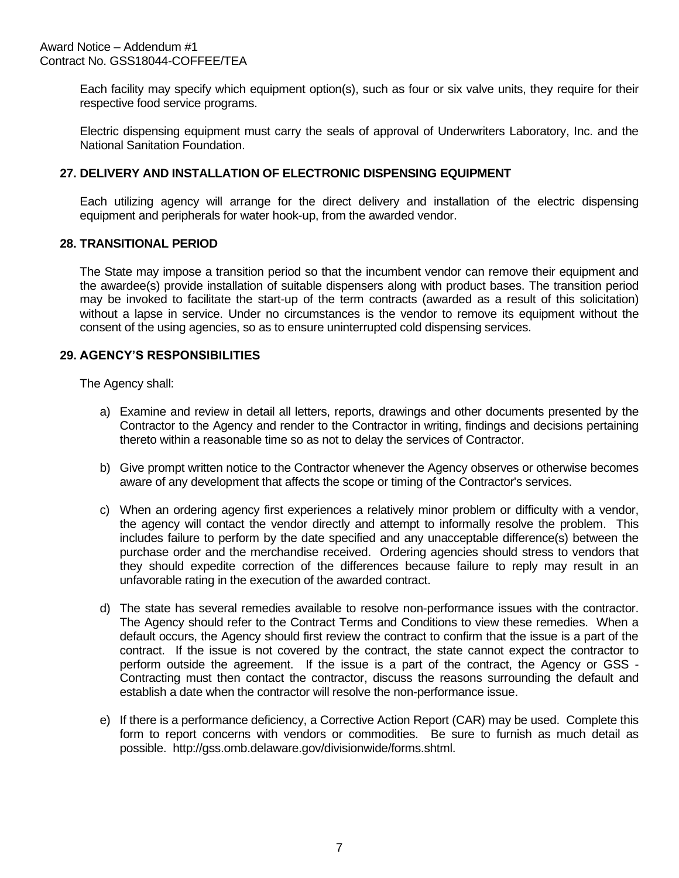Each facility may specify which equipment option(s), such as four or six valve units, they require for their respective food service programs.

Electric dispensing equipment must carry the seals of approval of Underwriters Laboratory, Inc. and the National Sanitation Foundation.

## 27. DELIVERY AND INSTALLATION OF ELECTRONIC DISPENSING EQUIPMENT

Each utilizing agency will arrange for the direct delivery and installation of the electric dispensing equipment and peripherals for water hook-up, from the awarded vendor.

## 28. TRANSITIONAL PERIOD

The State may impose a transition period so that the incumbent vendor can remove their equipment and the awardee(s) provide installation of suitable dispensers along with product bases. The transition period may be invoked to facilitate the start-up of the term contracts (awarded as a result of this solicitation) without a lapse in service. Under no circumstances is the vendor to remove its equipment without the consent of the using agencies, so as to ensure uninterrupted cold dispensing services.

## 29. AGENCY'S RESPONSIBILITIES

The Agency shall:

a) Examine and review in detail all letters, reports, drawings and other documents presented by the Contractor to the Agency and render to the Contractor in writing, findings and decisions pertaining thereto within a reasonable time so as not to delay the services of Contractor.

b) Give prompt written notice to the Contractor whenever the Agency observes or otherwise becomes aware of any development that affects the scope or timing of the Contractor's services.

c) When an ordering agency first experiences a relatively minor problem or difficulty with a vendor, the agency will contact the vendor directly and attempt to informally resolve the problem. This includes failure to perform by the date specified and any unacceptable difference(s) between the purchase order and the merchandise received. Ordering agencies should stress to vendors that they should expedite correction of the differences because failure to reply may result in an unfavorable rating in the execution of the awarded contract.

d) The state has several remedies available to resolve non-performance issues with the contractor. The Agency should refer to the Contract Terms and Conditions to view these remedies. When a default occurs, the Agency should first review the contract to confirm that the issue is a part of the contract. If the issue is not covered by the contract, the state cannot expect the contractor to perform outside the agreement. If the issue is a part of the contract, the Agency or GSS - Contracting must then contact the contractor, discuss the reasons surrounding the default and establish a date when the contractor will resolve the non-performance issue.

e) If there is a performance deficiency, a Corrective Action Report (CAR) may be used. Complete this form to report concerns with vendors or commodities. Be sure to furnish as much detail as possible. http://gss.omb.delaware.gov/divisionwide/forms.shtml.